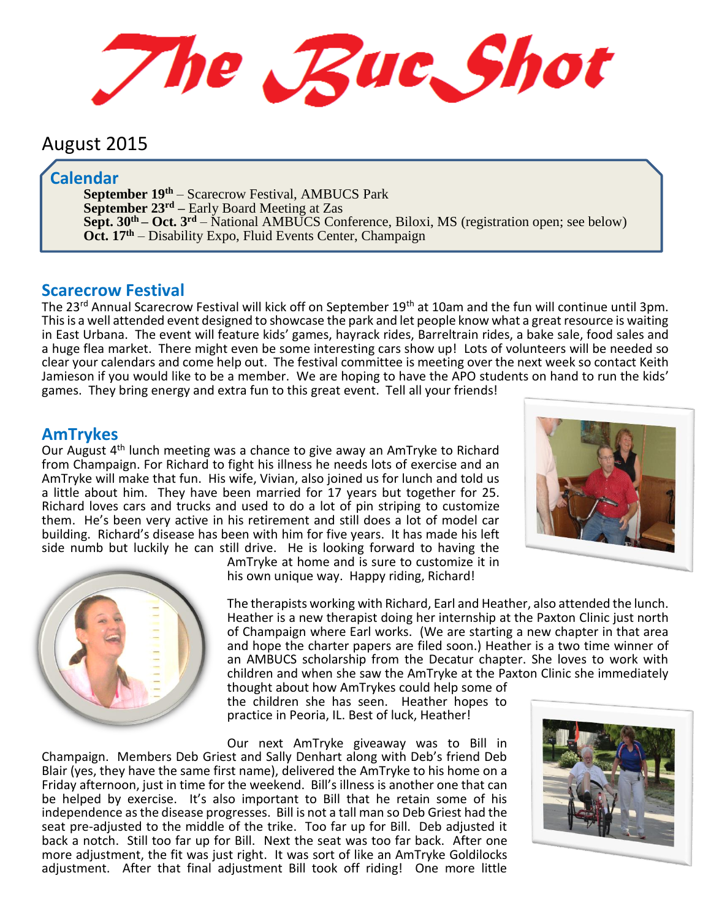# The Buc Shot

August 2015

## Calendar

**September 19th** – Scarecrow Festival, AMBUCS Park
**September 23rd –** Early Board Meeting at Zas
**Sept. 30th – Oct. 3rd** – National AMBUCS Conference, Biloxi, MS (registration open; see below)
**Oct. 17th** – Disability Expo, Fluid Events Center, Champaign

## Scarecrow Festival

The 23rd Annual Scarecrow Festival will kick off on September 19th at 10am and the fun will continue until 3pm. This is a well attended event designed to showcase the park and let people know what a great resource is waiting in East Urbana. The event will feature kids' games, hayrack rides, Barreltrain rides, a bake sale, food sales and a huge flea market. There might even be some interesting cars show up! Lots of volunteers will be needed so clear your calendars and come help out. The festival committee is meeting over the next week so contact Keith Jamieson if you would like to be a member. We are hoping to have the APO students on hand to run the kids' games. They bring energy and extra fun to this great event. Tell all your friends!

## AmTrykes

Our August 4th lunch meeting was a chance to give away an AmTryke to Richard from Champaign. For Richard to fight his illness he needs lots of exercise and an AmTryke will make that fun. His wife, Vivian, also joined us for lunch and told us a little about him. They have been married for 17 years but together for 25. Richard loves cars and trucks and used to do a lot of pin striping to customize them. He's been very active in his retirement and still does a lot of model car building. Richard's disease has been with him for five years. It has made his left side numb but luckily he can still drive. He is looking forward to having the AmTryke at home and is sure to customize it in his own unique way. Happy riding, Richard!

The therapists working with Richard, Earl and Heather, also attended the lunch. Heather is a new therapist doing her internship at the Paxton Clinic just north of Champaign where Earl works. (We are starting a new chapter in that area and hope the charter papers are filed soon.) Heather is a two time winner of an AMBUCS scholarship from the Decatur chapter. She loves to work with children and when she saw the AmTryke at the Paxton Clinic she immediately thought about how AmTrykes could help some of the children she has seen. Heather hopes to practice in Peoria, IL. Best of luck, Heather!

Our next AmTryke giveaway was to Bill in Champaign. Members Deb Griest and Sally Denhart along with Deb's friend Deb Blair (yes, they have the same first name), delivered the AmTryke to his home on a Friday afternoon, just in time for the weekend. Bill's illness is another one that can be helped by exercise. It's also important to Bill that he retain some of his independence as the disease progresses. Bill is not a tall man so Deb Griest had the seat pre-adjusted to the middle of the trike. Too far up for Bill. Deb adjusted it back a notch. Still too far up for Bill. Next the seat was too far back. After one more adjustment, the fit was just right. It was sort of like an AmTryke Goldilocks adjustment. After that final adjustment Bill took off riding! One more little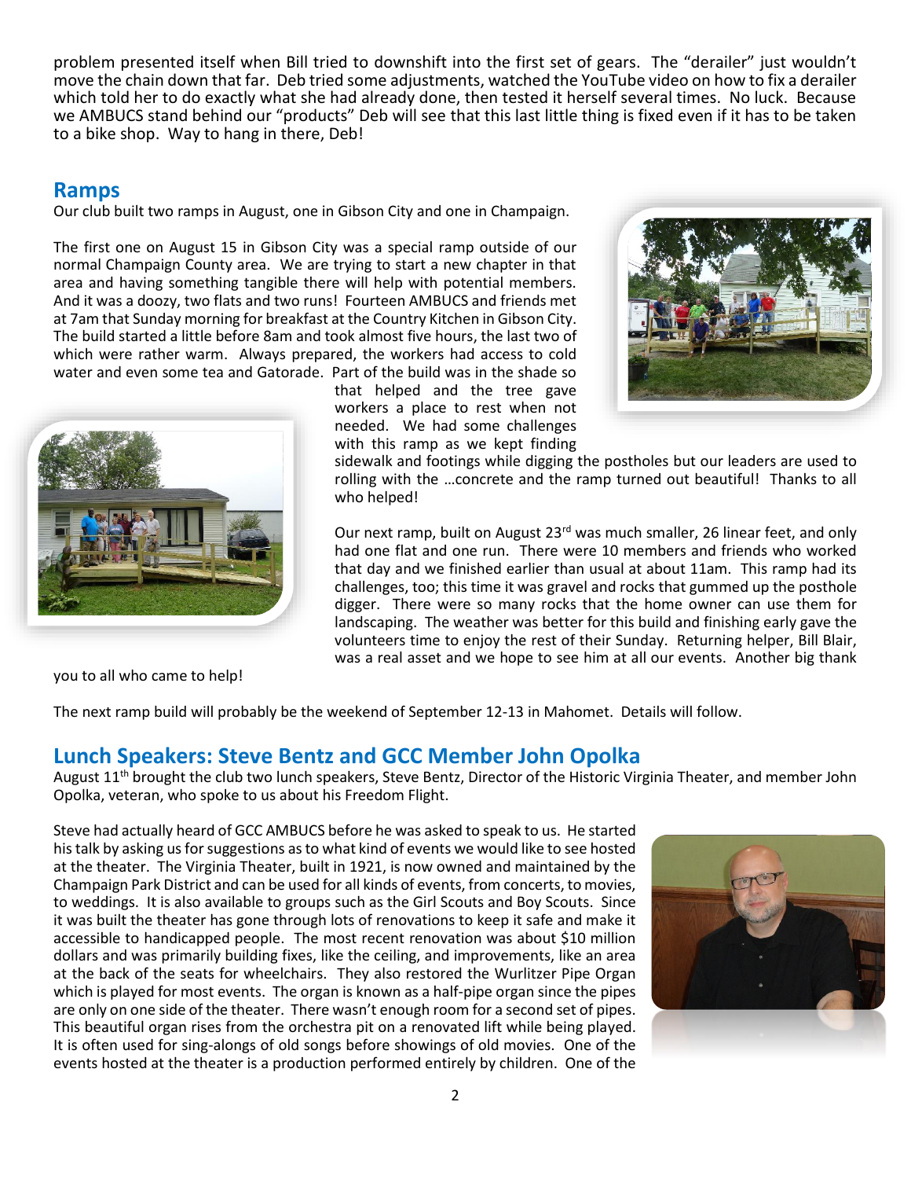problem presented itself when Bill tried to downshift into the first set of gears. The "derailer" just wouldn't move the chain down that far. Deb tried some adjustments, watched the YouTube video on how to fix a derailer which told her to do exactly what she had already done, then tested it herself several times. No luck. Because we AMBUCS stand behind our "products" Deb will see that this last little thing is fixed even if it has to be taken to a bike shop. Way to hang in there, Deb!

## Ramps

Our club built two ramps in August, one in Gibson City and one in Champaign.

The first one on August 15 in Gibson City was a special ramp outside of our normal Champaign County area. We are trying to start a new chapter in that area and having something tangible there will help with potential members. And it was a doozy, two flats and two runs! Fourteen AMBUCS and friends met at 7am that Sunday morning for breakfast at the Country Kitchen in Gibson City. The build started a little before 8am and took almost five hours, the last two of which were rather warm. Always prepared, the workers had access to cold water and even some tea and Gatorade. Part of the build was in the shade so that helped and the tree gave workers a place to rest when not needed. We had some challenges with this ramp as we kept finding sidewalk and footings while digging the postholes but our leaders are used to rolling with the …concrete and the ramp turned out beautiful! Thanks to all who helped!

Our next ramp, built on August 23rd was much smaller, 26 linear feet, and only had one flat and one run. There were 10 members and friends who worked that day and we finished earlier than usual at about 11am. This ramp had its challenges, too; this time it was gravel and rocks that gummed up the posthole digger. There were so many rocks that the home owner can use them for landscaping. The weather was better for this build and finishing early gave the volunteers time to enjoy the rest of their Sunday. Returning helper, Bill Blair, was a real asset and we hope to see him at all our events. Another big thank you to all who came to help!

The next ramp build will probably be the weekend of September 12-13 in Mahomet. Details will follow.

## Lunch Speakers: Steve Bentz and GCC Member John Opolka

August 11th brought the club two lunch speakers, Steve Bentz, Director of the Historic Virginia Theater, and member John Opolka, veteran, who spoke to us about his Freedom Flight.

Steve had actually heard of GCC AMBUCS before he was asked to speak to us. He started his talk by asking us for suggestions as to what kind of events we would like to see hosted at the theater. The Virginia Theater, built in 1921, is now owned and maintained by the Champaign Park District and can be used for all kinds of events, from concerts, to movies, to weddings. It is also available to groups such as the Girl Scouts and Boy Scouts. Since it was built the theater has gone through lots of renovations to keep it safe and make it accessible to handicapped people. The most recent renovation was about $10 million dollars and was primarily building fixes, like the ceiling, and improvements, like an area at the back of the seats for wheelchairs. They also restored the Wurlitzer Pipe Organ which is played for most events. The organ is known as a half-pipe organ since the pipes are only on one side of the theater. There wasn't enough room for a second set of pipes. This beautiful organ rises from the orchestra pit on a renovated lift while being played. It is often used for sing-alongs of old songs before showings of old movies. One of the events hosted at the theater is a production performed entirely by children. One of the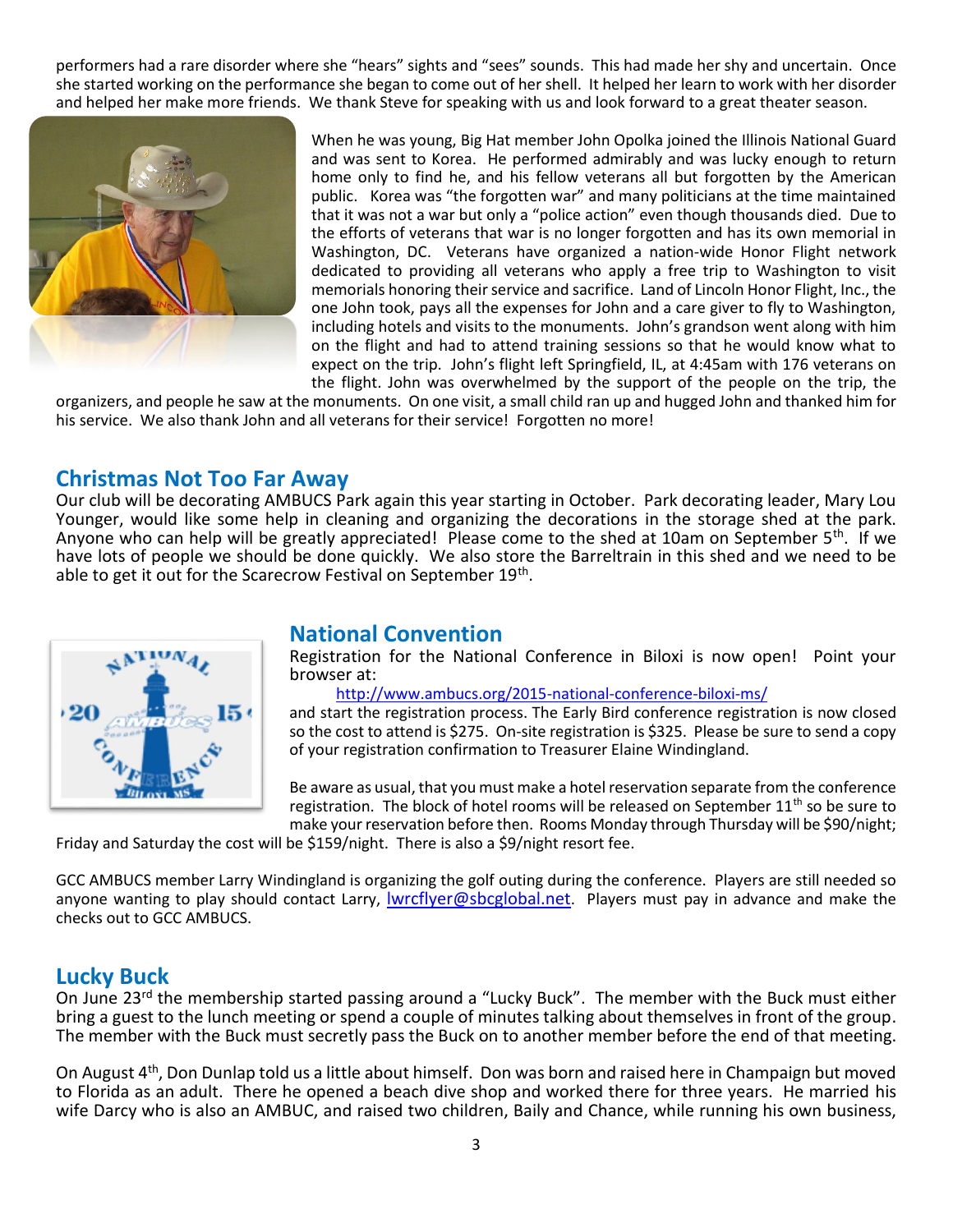performers had a rare disorder where she "hears" sights and "sees" sounds. This had made her shy and uncertain. Once she started working on the performance she began to come out of her shell. It helped her learn to work with her disorder and helped her make more friends. We thank Steve for speaking with us and look forward to a great theater season.

When he was young, Big Hat member John Opolka joined the Illinois National Guard and was sent to Korea. He performed admirably and was lucky enough to return home only to find he, and his fellow veterans all but forgotten by the American public. Korea was "the forgotten war" and many politicians at the time maintained that it was not a war but only a "police action" even though thousands died. Due to the efforts of veterans that war is no longer forgotten and has its own memorial in Washington, DC. Veterans have organized a nation-wide Honor Flight network dedicated to providing all veterans who apply a free trip to Washington to visit memorials honoring their service and sacrifice. Land of Lincoln Honor Flight, Inc., the one John took, pays all the expenses for John and a care giver to fly to Washington, including hotels and visits to the monuments. John's grandson went along with him on the flight and had to attend training sessions so that he would know what to expect on the trip. John's flight left Springfield, IL, at 4:45am with 176 veterans on the flight. John was overwhelmed by the support of the people on the trip, the organizers, and people he saw at the monuments. On one visit, a small child ran up and hugged John and thanked him for his service. We also thank John and all veterans for their service! Forgotten no more!

## Christmas Not Too Far Away

Our club will be decorating AMBUCS Park again this year starting in October. Park decorating leader, Mary Lou Younger, would like some help in cleaning and organizing the decorations in the storage shed at the park. Anyone who can help will be greatly appreciated! Please come to the shed at 10am on September 5th. If we have lots of people we should be done quickly. We also store the Barreltrain in this shed and we need to be able to get it out for the Scarecrow Festival on September 19th.

## National Convention

Registration for the National Conference in Biloxi is now open! Point your browser at:

http://www.ambucs.org/2015-national-conference-biloxi-ms/

and start the registration process. The Early Bird conference registration is now closed so the cost to attend is $275. On-site registration is $325. Please be sure to send a copy of your registration confirmation to Treasurer Elaine Windingland.

Be aware as usual, that you must make a hotel reservation separate from the conference registration. The block of hotel rooms will be released on September 11th so be sure to make your reservation before then. Rooms Monday through Thursday will be $90/night; Friday and Saturday the cost will be $159/night. There is also a $9/night resort fee.

GCC AMBUCS member Larry Windingland is organizing the golf outing during the conference. Players are still needed so anyone wanting to play should contact Larry, lwrcflyer@sbcglobal.net. Players must pay in advance and make the checks out to GCC AMBUCS.

## Lucky Buck

On June 23rd the membership started passing around a "Lucky Buck". The member with the Buck must either bring a guest to the lunch meeting or spend a couple of minutes talking about themselves in front of the group. The member with the Buck must secretly pass the Buck on to another member before the end of that meeting.

On August 4th, Don Dunlap told us a little about himself. Don was born and raised here in Champaign but moved to Florida as an adult. There he opened a beach dive shop and worked there for three years. He married his wife Darcy who is also an AMBUC, and raised two children, Baily and Chance, while running his own business,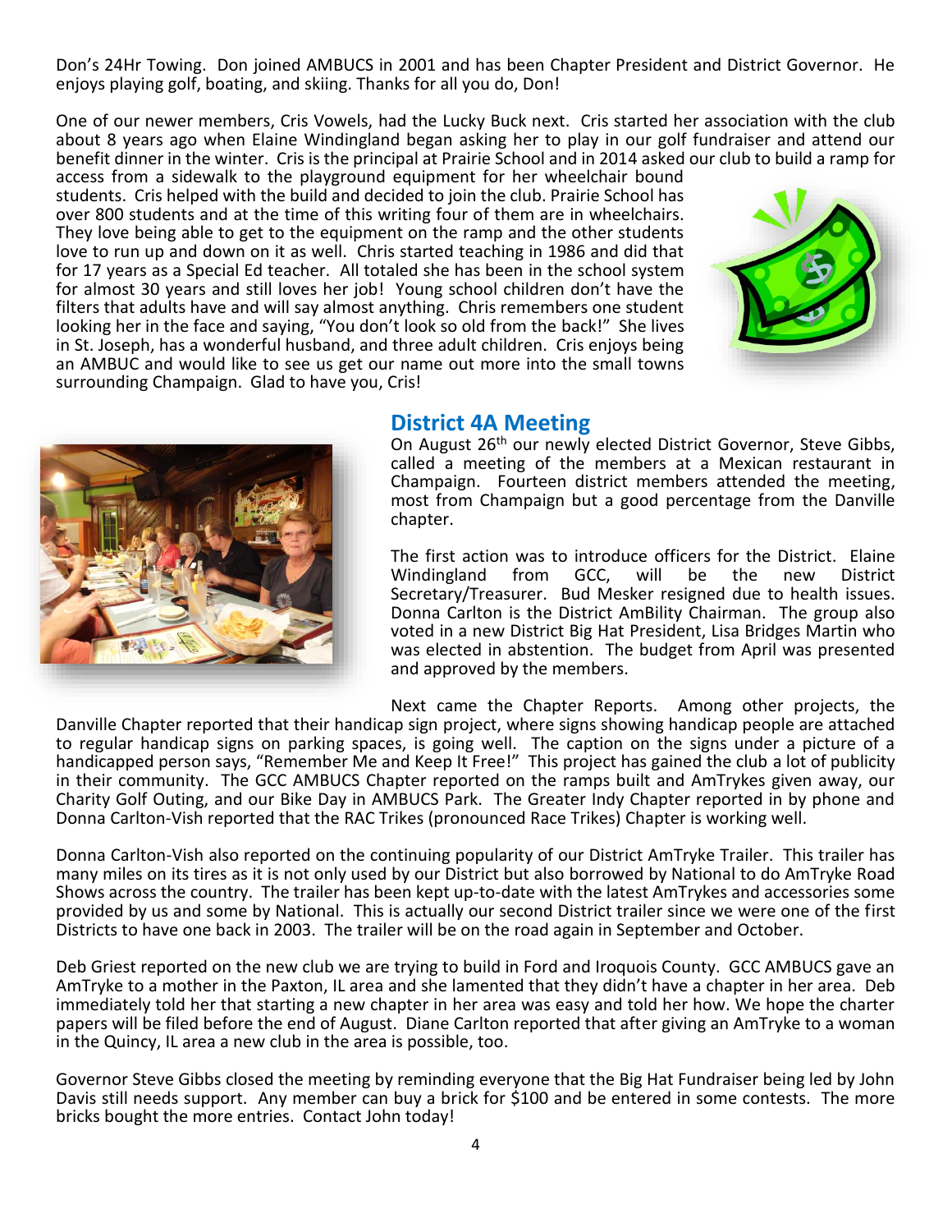Don's 24Hr Towing. Don joined AMBUCS in 2001 and has been Chapter President and District Governor. He enjoys playing golf, boating, and skiing. Thanks for all you do, Don!

One of our newer members, Cris Vowels, had the Lucky Buck next. Cris started her association with the club about 8 years ago when Elaine Windingland began asking her to play in our golf fundraiser and attend our benefit dinner in the winter. Cris is the principal at Prairie School and in 2014 asked our club to build a ramp for access from a sidewalk to the playground equipment for her wheelchair bound students. Cris helped with the build and decided to join the club. Prairie School has over 800 students and at the time of this writing four of them are in wheelchairs. They love being able to get to the equipment on the ramp and the other students love to run up and down on it as well. Chris started teaching in 1986 and did that for 17 years as a Special Ed teacher. All totaled she has been in the school system for almost 30 years and still loves her job! Young school children don't have the filters that adults have and will say almost anything. Chris remembers one student looking her in the face and saying, "You don't look so old from the back!" She lives in St. Joseph, has a wonderful husband, and three adult children. Cris enjoys being an AMBUC and would like to see us get our name out more into the small towns surrounding Champaign. Glad to have you, Cris!

## District 4A Meeting

On August 26th our newly elected District Governor, Steve Gibbs, called a meeting of the members at a Mexican restaurant in Champaign. Fourteen district members attended the meeting, most from Champaign but a good percentage from the Danville chapter.

The first action was to introduce officers for the District. Elaine Windingland from GCC, will be the new District Secretary/Treasurer. Bud Mesker resigned due to health issues. Donna Carlton is the District AmBility Chairman. The group also voted in a new District Big Hat President, Lisa Bridges Martin who was elected in abstention. The budget from April was presented and approved by the members.

Next came the Chapter Reports. Among other projects, the Danville Chapter reported that their handicap sign project, where signs showing handicap people are attached to regular handicap signs on parking spaces, is going well. The caption on the signs under a picture of a handicapped person says, "Remember Me and Keep It Free!" This project has gained the club a lot of publicity in their community. The GCC AMBUCS Chapter reported on the ramps built and AmTrykes given away, our Charity Golf Outing, and our Bike Day in AMBUCS Park. The Greater Indy Chapter reported in by phone and Donna Carlton-Vish reported that the RAC Trikes (pronounced Race Trikes) Chapter is working well.

Donna Carlton-Vish also reported on the continuing popularity of our District AmTryke Trailer. This trailer has many miles on its tires as it is not only used by our District but also borrowed by National to do AmTryke Road Shows across the country. The trailer has been kept up-to-date with the latest AmTrykes and accessories some provided by us and some by National. This is actually our second District trailer since we were one of the first Districts to have one back in 2003. The trailer will be on the road again in September and October.

Deb Griest reported on the new club we are trying to build in Ford and Iroquois County. GCC AMBUCS gave an AmTryke to a mother in the Paxton, IL area and she lamented that they didn't have a chapter in her area. Deb immediately told her that starting a new chapter in her area was easy and told her how. We hope the charter papers will be filed before the end of August. Diane Carlton reported that after giving an AmTryke to a woman in the Quincy, IL area a new club in the area is possible, too.

Governor Steve Gibbs closed the meeting by reminding everyone that the Big Hat Fundraiser being led by John Davis still needs support. Any member can buy a brick for $100 and be entered in some contests. The more bricks bought the more entries. Contact John today!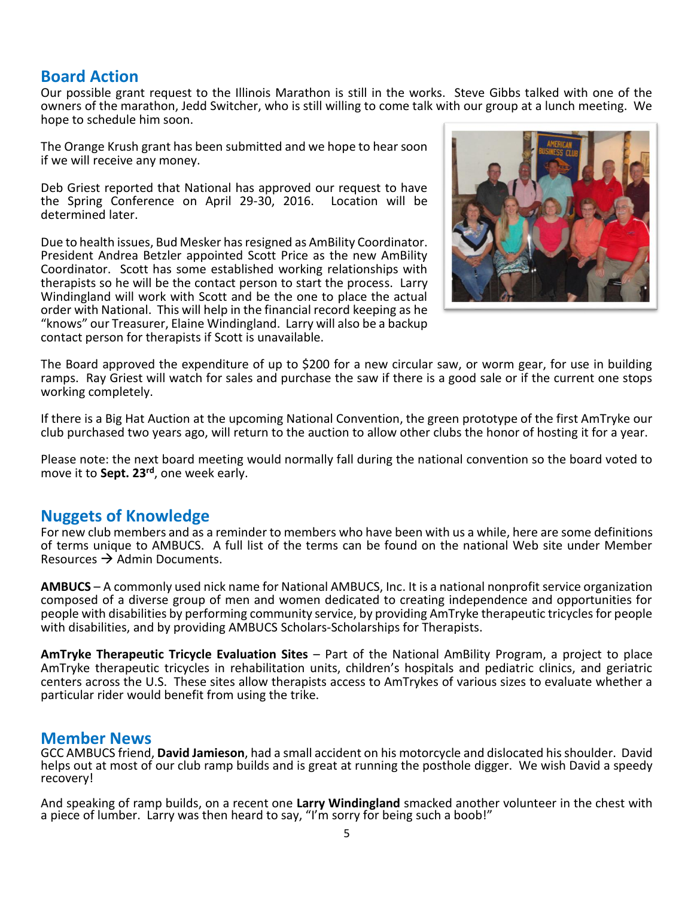## Board Action

Our possible grant request to the Illinois Marathon is still in the works. Steve Gibbs talked with one of the owners of the marathon, Jedd Switcher, who is still willing to come talk with our group at a lunch meeting. We hope to schedule him soon.

The Orange Krush grant has been submitted and we hope to hear soon if we will receive any money.

Deb Griest reported that National has approved our request to have the Spring Conference on April 29-30, 2016. Location will be determined later.

Due to health issues, Bud Mesker has resigned as AmBility Coordinator. President Andrea Betzler appointed Scott Price as the new AmBility Coordinator. Scott has some established working relationships with therapists so he will be the contact person to start the process. Larry Windingland will work with Scott and be the one to place the actual order with National. This will help in the financial record keeping as he "knows" our Treasurer, Elaine Windingland. Larry will also be a backup contact person for therapists if Scott is unavailable.

The Board approved the expenditure of up to $200 for a new circular saw, or worm gear, for use in building ramps. Ray Griest will watch for sales and purchase the saw if there is a good sale or if the current one stops working completely.

If there is a Big Hat Auction at the upcoming National Convention, the green prototype of the first AmTryke our club purchased two years ago, will return to the auction to allow other clubs the honor of hosting it for a year.

Please note: the next board meeting would normally fall during the national convention so the board voted to move it to **Sept. 23rd**, one week early.

## Nuggets of Knowledge

For new club members and as a reminder to members who have been with us a while, here are some definitions of terms unique to AMBUCS. A full list of the terms can be found on the national Web site under Member Resources → Admin Documents.

**AMBUCS** – A commonly used nick name for National AMBUCS, Inc. It is a national nonprofit service organization composed of a diverse group of men and women dedicated to creating independence and opportunities for people with disabilities by performing community service, by providing AmTryke therapeutic tricycles for people with disabilities, and by providing AMBUCS Scholars-Scholarships for Therapists.

**AmTryke Therapeutic Tricycle Evaluation Sites** – Part of the National AmBility Program, a project to place AmTryke therapeutic tricycles in rehabilitation units, children's hospitals and pediatric clinics, and geriatric centers across the U.S. These sites allow therapists access to AmTrykes of various sizes to evaluate whether a particular rider would benefit from using the trike.

## Member News

GCC AMBUCS friend, **David Jamieson**, had a small accident on his motorcycle and dislocated his shoulder. David helps out at most of our club ramp builds and is great at running the posthole digger. We wish David a speedy recovery!

And speaking of ramp builds, on a recent one **Larry Windingland** smacked another volunteer in the chest with a piece of lumber. Larry was then heard to say, "I'm sorry for being such a boob!"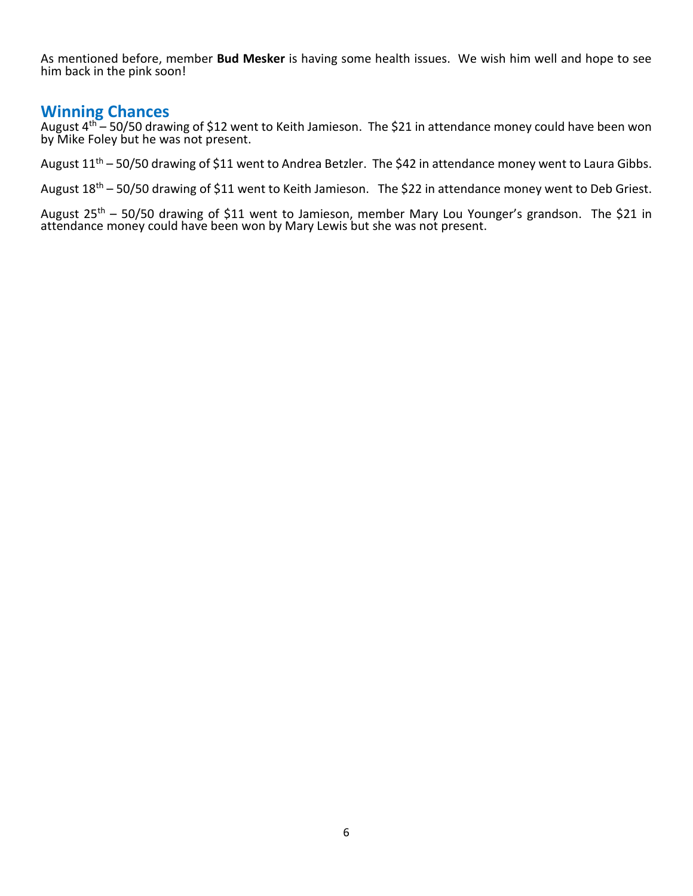As mentioned before, member **Bud Mesker** is having some health issues. We wish him well and hope to see him back in the pink soon!

## Winning Chances

August 4th – 50/50 drawing of $12 went to Keith Jamieson. The $21 in attendance money could have been won by Mike Foley but he was not present.

August 11th – 50/50 drawing of $11 went to Andrea Betzler. The $42 in attendance money went to Laura Gibbs.

August 18th – 50/50 drawing of $11 went to Keith Jamieson. The $22 in attendance money went to Deb Griest.

August 25th – 50/50 drawing of $11 went to Jamieson, member Mary Lou Younger's grandson. The $21 in attendance money could have been won by Mary Lewis but she was not present.